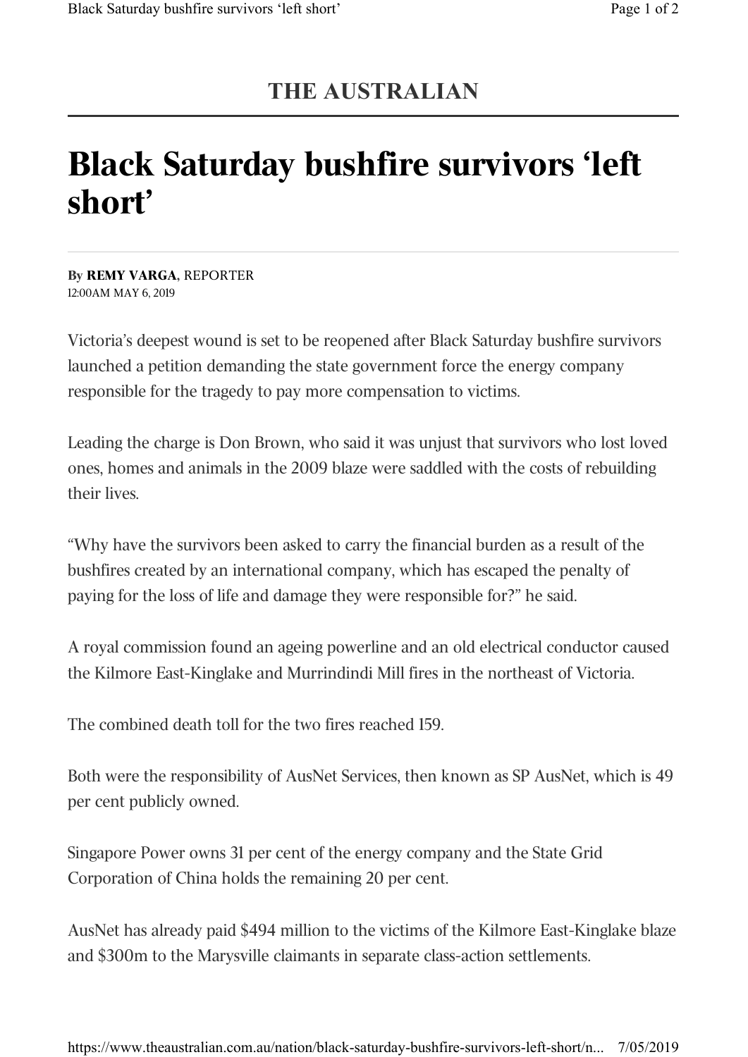THE AUSTRALIAN

# Black Saturday bushfire survivors 'left short'

By **REMY VARGA**, REPORTER
12:00AM MAY 6, 2019

Victoria's deepest wound is set to be reopened after Black Saturday bushfire survivors launched a petition demanding the state government force the energy company responsible for the tragedy to pay more compensation to victims.

Leading the charge is Don Brown, who said it was unjust that survivors who lost loved ones, homes and animals in the 2009 blaze were saddled with the costs of rebuilding their lives.

"Why have the survivors been asked to carry the financial burden as a result of the bushfires created by an international company, which has escaped the penalty of paying for the loss of life and damage they were responsible for?" he said.

A royal commission found an ageing powerline and an old electrical conductor caused the Kilmore East-Kinglake and Murrindindi Mill fires in the northeast of Victoria.

The combined death toll for the two fires reached 159.

Both were the responsibility of AusNet Services, then known as SP AusNet, which is 49 per cent publicly owned.

Singapore Power owns 31 per cent of the energy company and the State Grid Corporation of China holds the remaining 20 per cent.

AusNet has already paid $494 million to the victims of the Kilmore East-Kinglake blaze and $300m to the Marysville claimants in separate class-action settlements.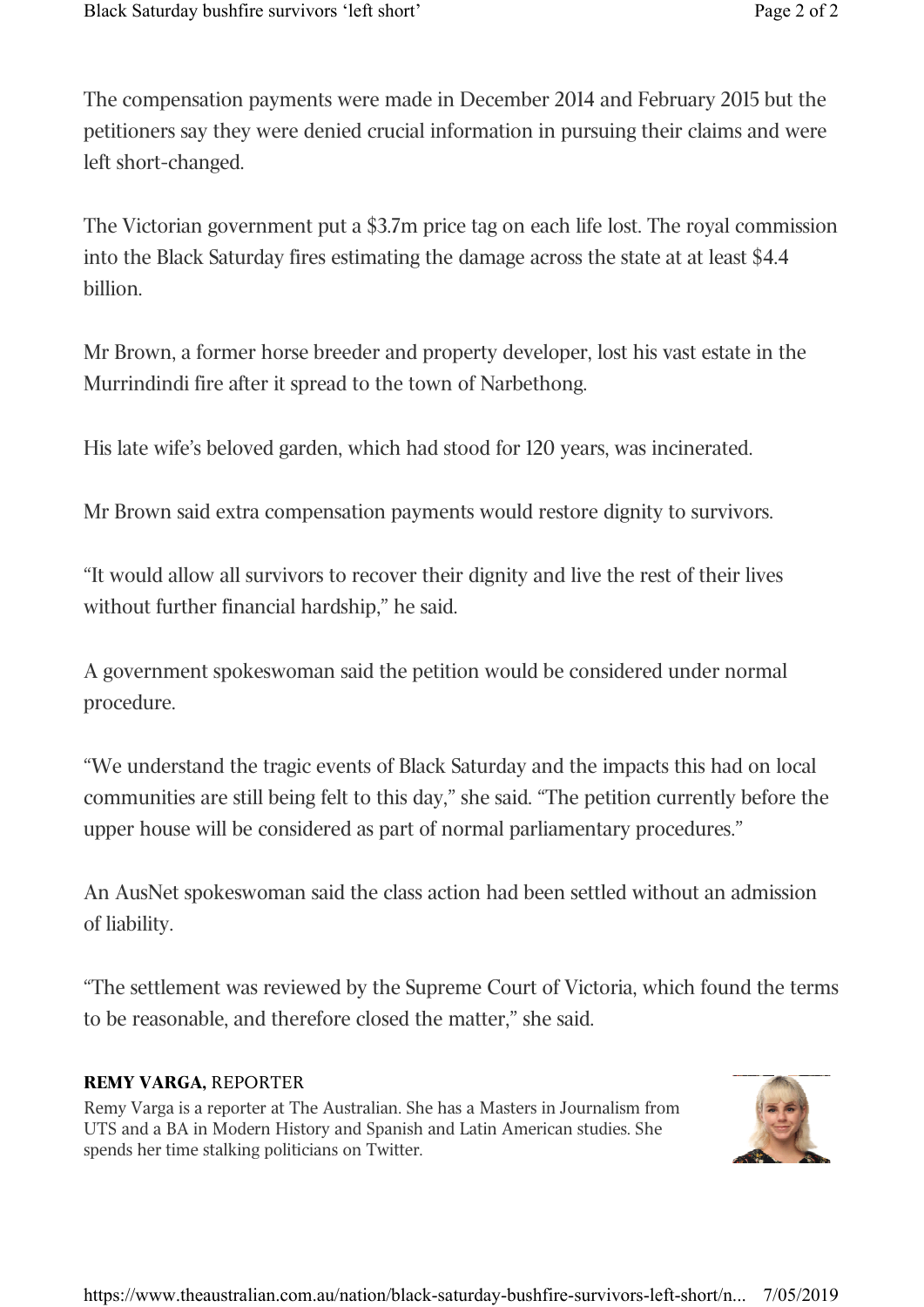The compensation payments were made in December 2014 and February 2015 but the petitioners say they were denied crucial information in pursuing their claims and were left short-changed.

The Victorian government put a $3.7m price tag on each life lost. The royal commission into the Black Saturday fires estimating the damage across the state at at least $4.4 billion.

Mr Brown, a former horse breeder and property developer, lost his vast estate in the Murrindindi fire after it spread to the town of Narbethong.

His late wife's beloved garden, which had stood for 120 years, was incinerated.

Mr Brown said extra compensation payments would restore dignity to survivors.

"It would allow all survivors to recover their dignity and live the rest of their lives without further financial hardship," he said.

A government spokeswoman said the petition would be considered under normal procedure.

"We understand the tragic events of Black Saturday and the impacts this had on local communities are still being felt to this day," she said. "The petition currently before the upper house will be considered as part of normal parliamentary procedures."

An AusNet spokeswoman said the class action had been settled without an admission of liability.

"The settlement was reviewed by the Supreme Court of Victoria, which found the terms to be reasonable, and therefore closed the matter," she said.

**REMY VARGA,** REPORTER

Remy Varga is a reporter at The Australian. She has a Masters in Journalism from UTS and a BA in Modern History and Spanish and Latin American studies. She spends her time stalking politicians on Twitter.